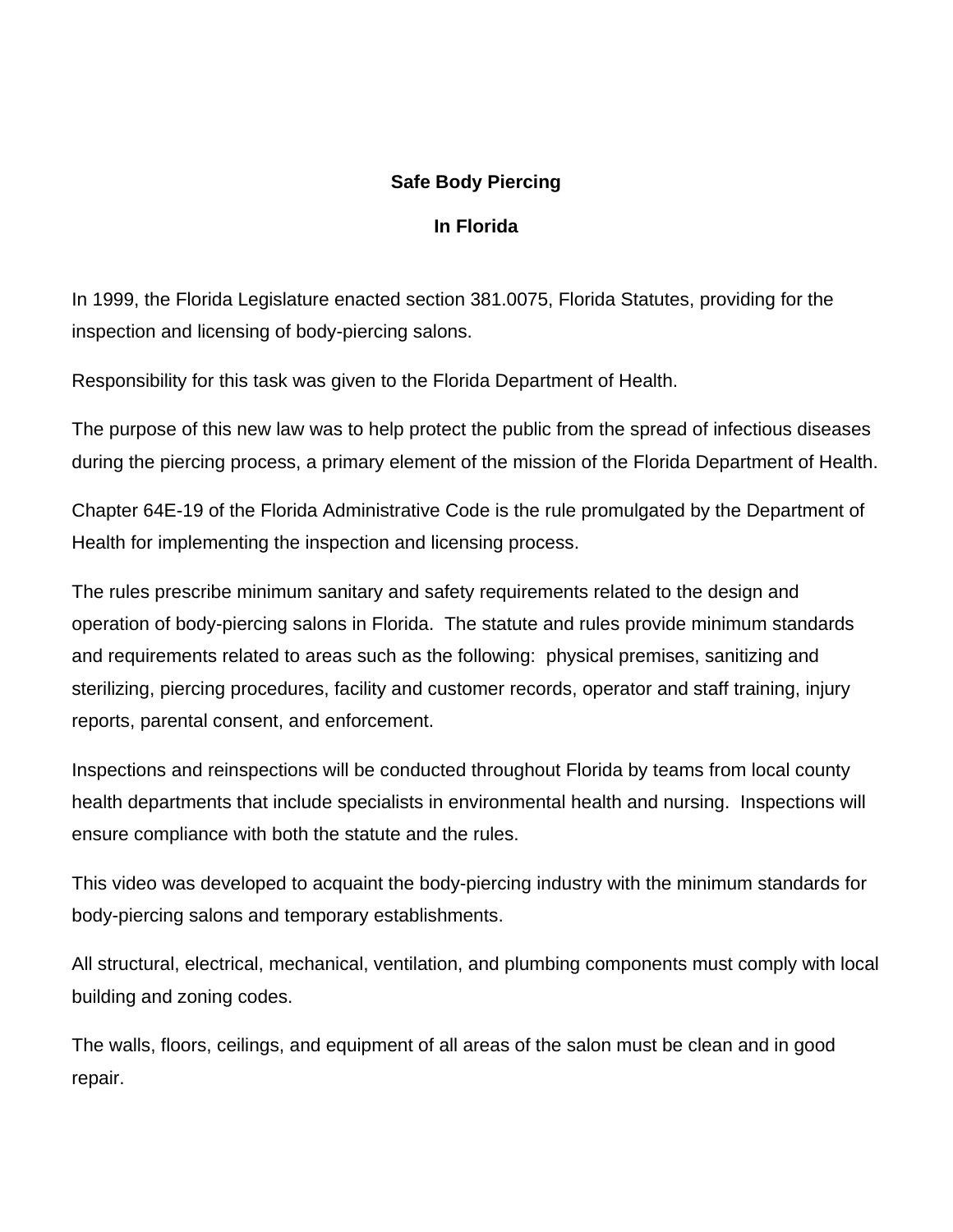# Safe Body Piercing

# In Florida

In 1999, the Florida Legislature enacted section 381.0075, Florida Statutes, providing for the inspection and licensing of body-piercing salons.

Responsibility for this task was given to the Florida Department of Health.

The purpose of this new law was to help protect the public from the spread of infectious diseases during the piercing process, a primary element of the mission of the Florida Department of Health.

Chapter 64E-19 of the Florida Administrative Code is the rule promulgated by the Department of Health for implementing the inspection and licensing process.

The rules prescribe minimum sanitary and safety requirements related to the design and operation of body-piercing salons in Florida. The statute and rules provide minimum standards and requirements related to areas such as the following: physical premises, sanitizing and sterilizing, piercing procedures, facility and customer records, operator and staff training, injury reports, parental consent, and enforcement.

Inspections and reinspections will be conducted throughout Florida by teams from local county health departments that include specialists in environmental health and nursing. Inspections will ensure compliance with both the statute and the rules.

This video was developed to acquaint the body-piercing industry with the minimum standards for body-piercing salons and temporary establishments.

All structural, electrical, mechanical, ventilation, and plumbing components must comply with local building and zoning codes.

The walls, floors, ceilings, and equipment of all areas of the salon must be clean and in good repair.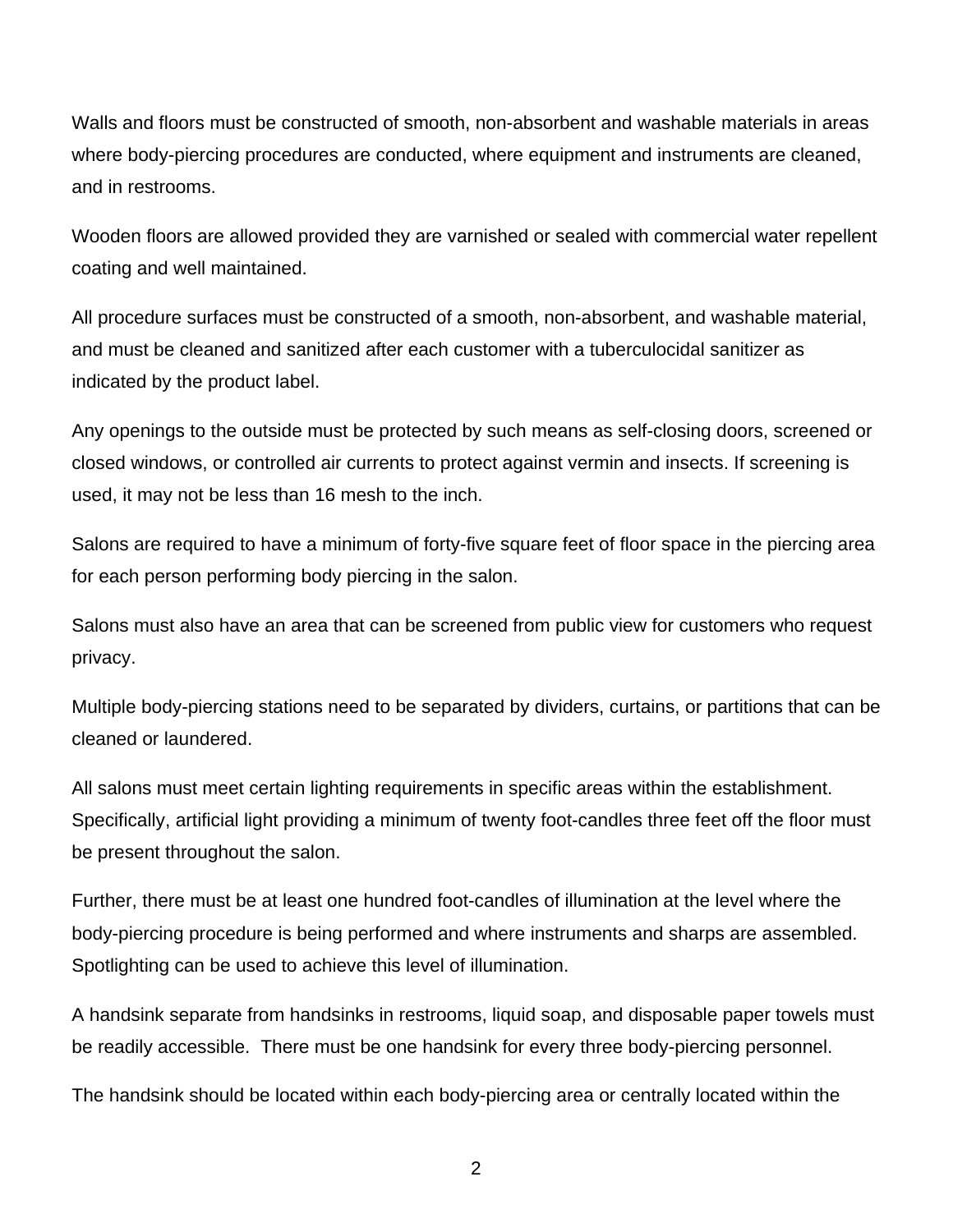Walls and floors must be constructed of smooth, non-absorbent and washable materials in areas where body-piercing procedures are conducted, where equipment and instruments are cleaned, and in restrooms.

Wooden floors are allowed provided they are varnished or sealed with commercial water repellent coating and well maintained.

All procedure surfaces must be constructed of a smooth, non-absorbent, and washable material, and must be cleaned and sanitized after each customer with a tuberculocidal sanitizer as indicated by the product label.

Any openings to the outside must be protected by such means as self-closing doors, screened or closed windows, or controlled air currents to protect against vermin and insects. If screening is used, it may not be less than 16 mesh to the inch.

Salons are required to have a minimum of forty-five square feet of floor space in the piercing area for each person performing body piercing in the salon.

Salons must also have an area that can be screened from public view for customers who request privacy.

Multiple body-piercing stations need to be separated by dividers, curtains, or partitions that can be cleaned or laundered.

All salons must meet certain lighting requirements in specific areas within the establishment. Specifically, artificial light providing a minimum of twenty foot-candles three feet off the floor must be present throughout the salon.

Further, there must be at least one hundred foot-candles of illumination at the level where the body-piercing procedure is being performed and where instruments and sharps are assembled. Spotlighting can be used to achieve this level of illumination.

A handsink separate from handsinks in restrooms, liquid soap, and disposable paper towels must be readily accessible. There must be one handsink for every three body-piercing personnel.

The handsink should be located within each body-piercing area or centrally located within the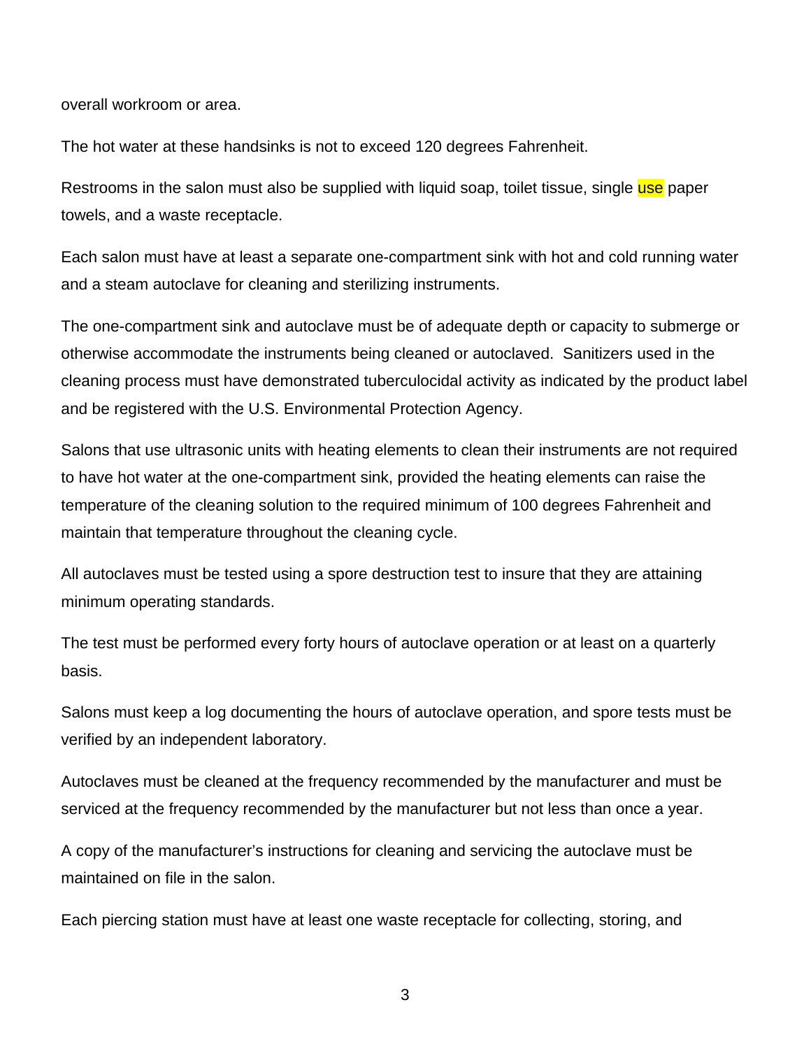overall workroom or area.

The hot water at these handsinks is not to exceed 120 degrees Fahrenheit.

Restrooms in the salon must also be supplied with liquid soap, toilet tissue, single use paper towels, and a waste receptacle.

Each salon must have at least a separate one-compartment sink with hot and cold running water and a steam autoclave for cleaning and sterilizing instruments.

The one-compartment sink and autoclave must be of adequate depth or capacity to submerge or otherwise accommodate the instruments being cleaned or autoclaved. Sanitizers used in the cleaning process must have demonstrated tuberculocidal activity as indicated by the product label and be registered with the U.S. Environmental Protection Agency.

Salons that use ultrasonic units with heating elements to clean their instruments are not required to have hot water at the one-compartment sink, provided the heating elements can raise the temperature of the cleaning solution to the required minimum of 100 degrees Fahrenheit and maintain that temperature throughout the cleaning cycle.

All autoclaves must be tested using a spore destruction test to insure that they are attaining minimum operating standards.

The test must be performed every forty hours of autoclave operation or at least on a quarterly basis.

Salons must keep a log documenting the hours of autoclave operation, and spore tests must be verified by an independent laboratory.

Autoclaves must be cleaned at the frequency recommended by the manufacturer and must be serviced at the frequency recommended by the manufacturer but not less than once a year.

A copy of the manufacturer's instructions for cleaning and servicing the autoclave must be maintained on file in the salon.

Each piercing station must have at least one waste receptacle for collecting, storing, and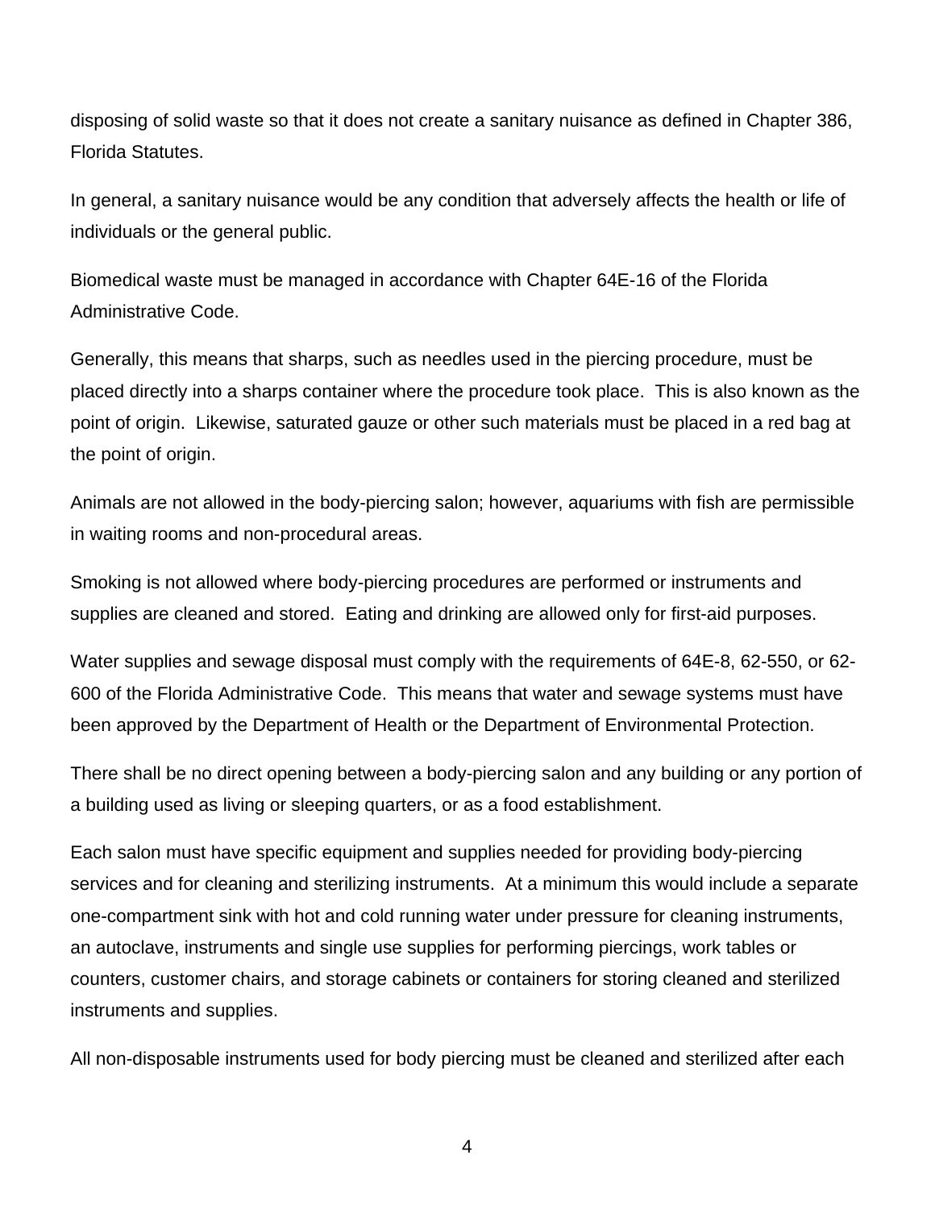disposing of solid waste so that it does not create a sanitary nuisance as defined in Chapter 386, Florida Statutes.

In general, a sanitary nuisance would be any condition that adversely affects the health or life of individuals or the general public.

Biomedical waste must be managed in accordance with Chapter 64E-16 of the Florida Administrative Code.

Generally, this means that sharps, such as needles used in the piercing procedure, must be placed directly into a sharps container where the procedure took place. This is also known as the point of origin. Likewise, saturated gauze or other such materials must be placed in a red bag at the point of origin.

Animals are not allowed in the body-piercing salon; however, aquariums with fish are permissible in waiting rooms and non-procedural areas.

Smoking is not allowed where body-piercing procedures are performed or instruments and supplies are cleaned and stored. Eating and drinking are allowed only for first-aid purposes.

Water supplies and sewage disposal must comply with the requirements of 64E-8, 62-550, or 62-600 of the Florida Administrative Code. This means that water and sewage systems must have been approved by the Department of Health or the Department of Environmental Protection.

There shall be no direct opening between a body-piercing salon and any building or any portion of a building used as living or sleeping quarters, or as a food establishment.

Each salon must have specific equipment and supplies needed for providing body-piercing services and for cleaning and sterilizing instruments. At a minimum this would include a separate one-compartment sink with hot and cold running water under pressure for cleaning instruments, an autoclave, instruments and single use supplies for performing piercings, work tables or counters, customer chairs, and storage cabinets or containers for storing cleaned and sterilized instruments and supplies.

All non-disposable instruments used for body piercing must be cleaned and sterilized after each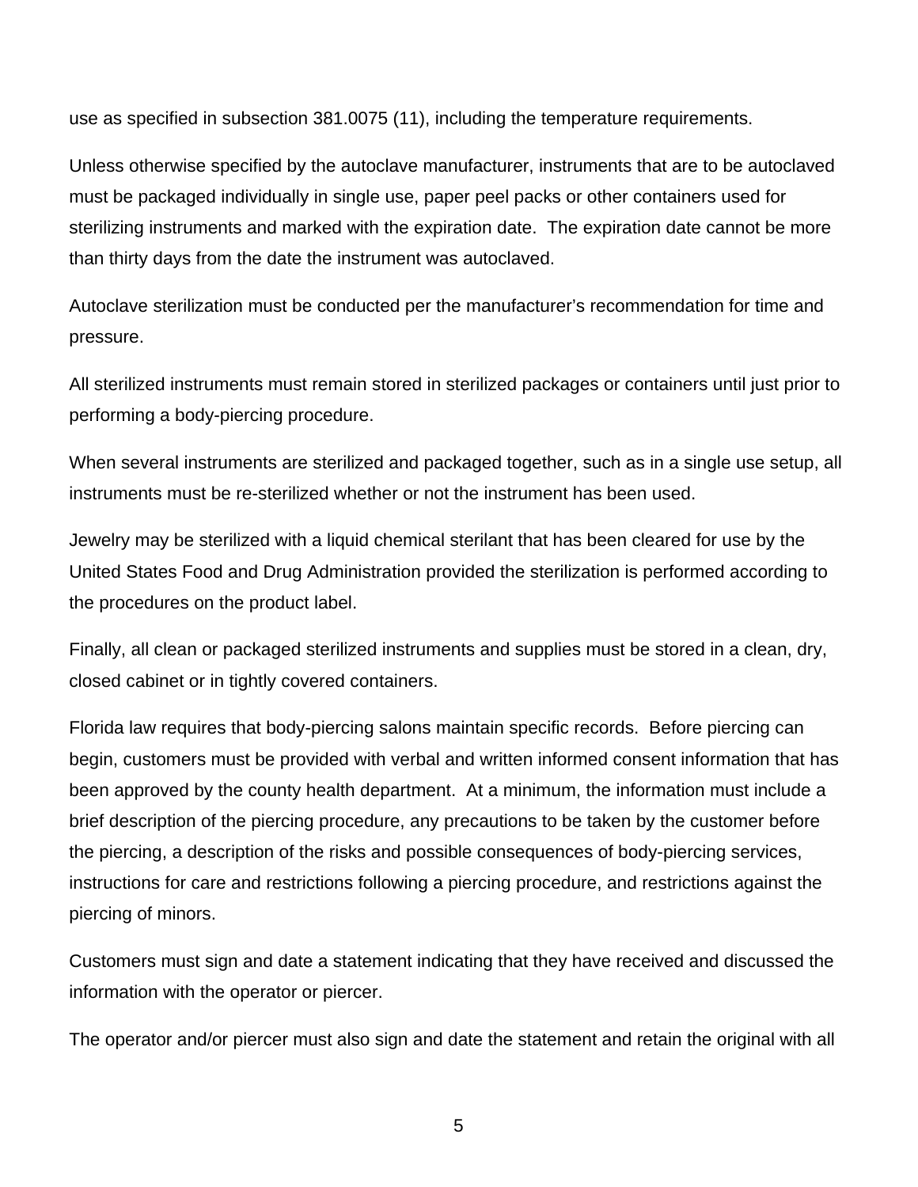use as specified in subsection 381.0075 (11), including the temperature requirements.

Unless otherwise specified by the autoclave manufacturer, instruments that are to be autoclaved must be packaged individually in single use, paper peel packs or other containers used for sterilizing instruments and marked with the expiration date. The expiration date cannot be more than thirty days from the date the instrument was autoclaved.

Autoclave sterilization must be conducted per the manufacturer's recommendation for time and pressure.

All sterilized instruments must remain stored in sterilized packages or containers until just prior to performing a body-piercing procedure.

When several instruments are sterilized and packaged together, such as in a single use setup, all instruments must be re-sterilized whether or not the instrument has been used.

Jewelry may be sterilized with a liquid chemical sterilant that has been cleared for use by the United States Food and Drug Administration provided the sterilization is performed according to the procedures on the product label.

Finally, all clean or packaged sterilized instruments and supplies must be stored in a clean, dry, closed cabinet or in tightly covered containers.

Florida law requires that body-piercing salons maintain specific records. Before piercing can begin, customers must be provided with verbal and written informed consent information that has been approved by the county health department. At a minimum, the information must include a brief description of the piercing procedure, any precautions to be taken by the customer before the piercing, a description of the risks and possible consequences of body-piercing services, instructions for care and restrictions following a piercing procedure, and restrictions against the piercing of minors.

Customers must sign and date a statement indicating that they have received and discussed the information with the operator or piercer.

The operator and/or piercer must also sign and date the statement and retain the original with all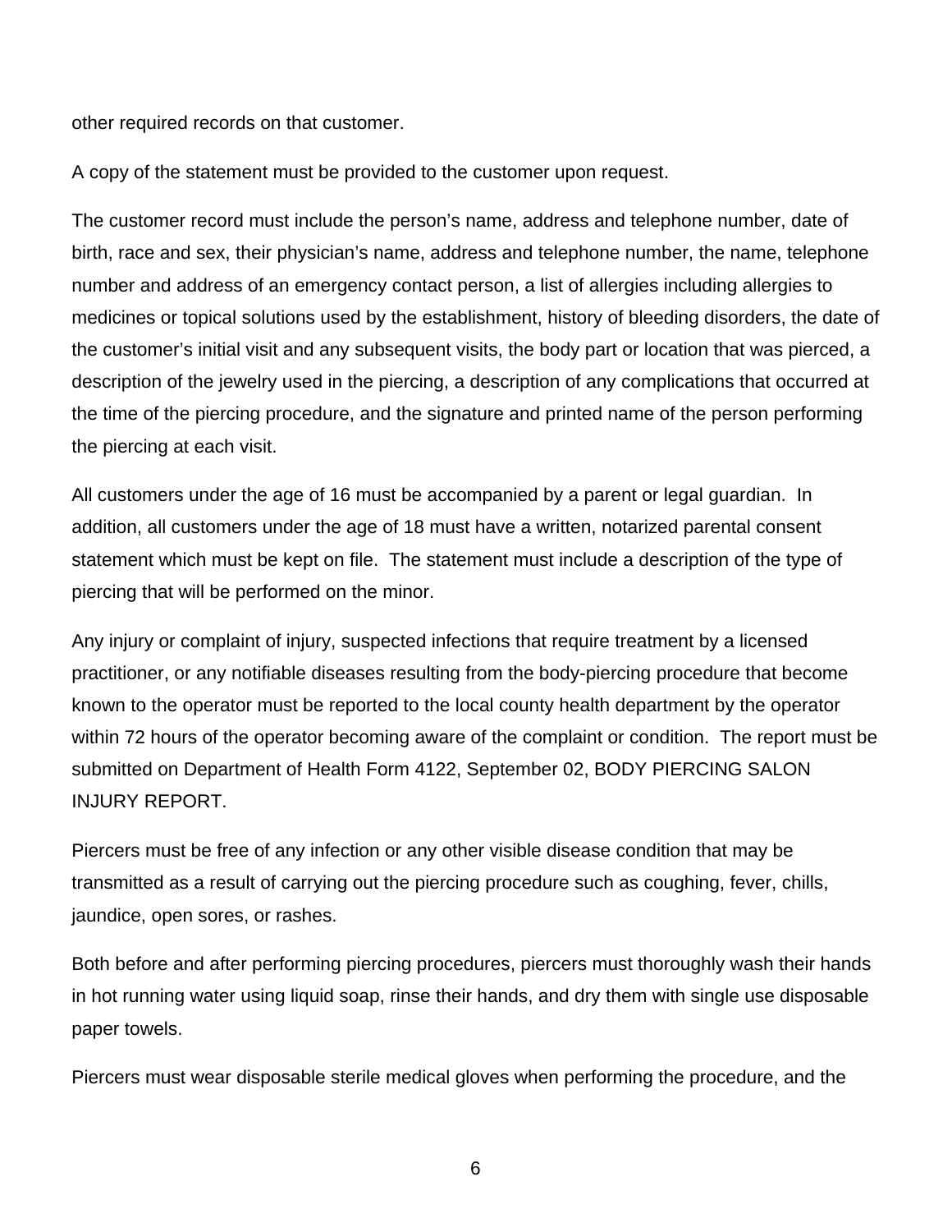other required records on that customer.

A copy of the statement must be provided to the customer upon request.

The customer record must include the person's name, address and telephone number, date of birth, race and sex, their physician's name, address and telephone number, the name, telephone number and address of an emergency contact person, a list of allergies including allergies to medicines or topical solutions used by the establishment, history of bleeding disorders, the date of the customer's initial visit and any subsequent visits, the body part or location that was pierced, a description of the jewelry used in the piercing, a description of any complications that occurred at the time of the piercing procedure, and the signature and printed name of the person performing the piercing at each visit.

All customers under the age of 16 must be accompanied by a parent or legal guardian. In addition, all customers under the age of 18 must have a written, notarized parental consent statement which must be kept on file. The statement must include a description of the type of piercing that will be performed on the minor.

Any injury or complaint of injury, suspected infections that require treatment by a licensed practitioner, or any notifiable diseases resulting from the body-piercing procedure that become known to the operator must be reported to the local county health department by the operator within 72 hours of the operator becoming aware of the complaint or condition. The report must be submitted on Department of Health Form 4122, September 02, BODY PIERCING SALON INJURY REPORT.

Piercers must be free of any infection or any other visible disease condition that may be transmitted as a result of carrying out the piercing procedure such as coughing, fever, chills, jaundice, open sores, or rashes.

Both before and after performing piercing procedures, piercers must thoroughly wash their hands in hot running water using liquid soap, rinse their hands, and dry them with single use disposable paper towels.

Piercers must wear disposable sterile medical gloves when performing the procedure, and the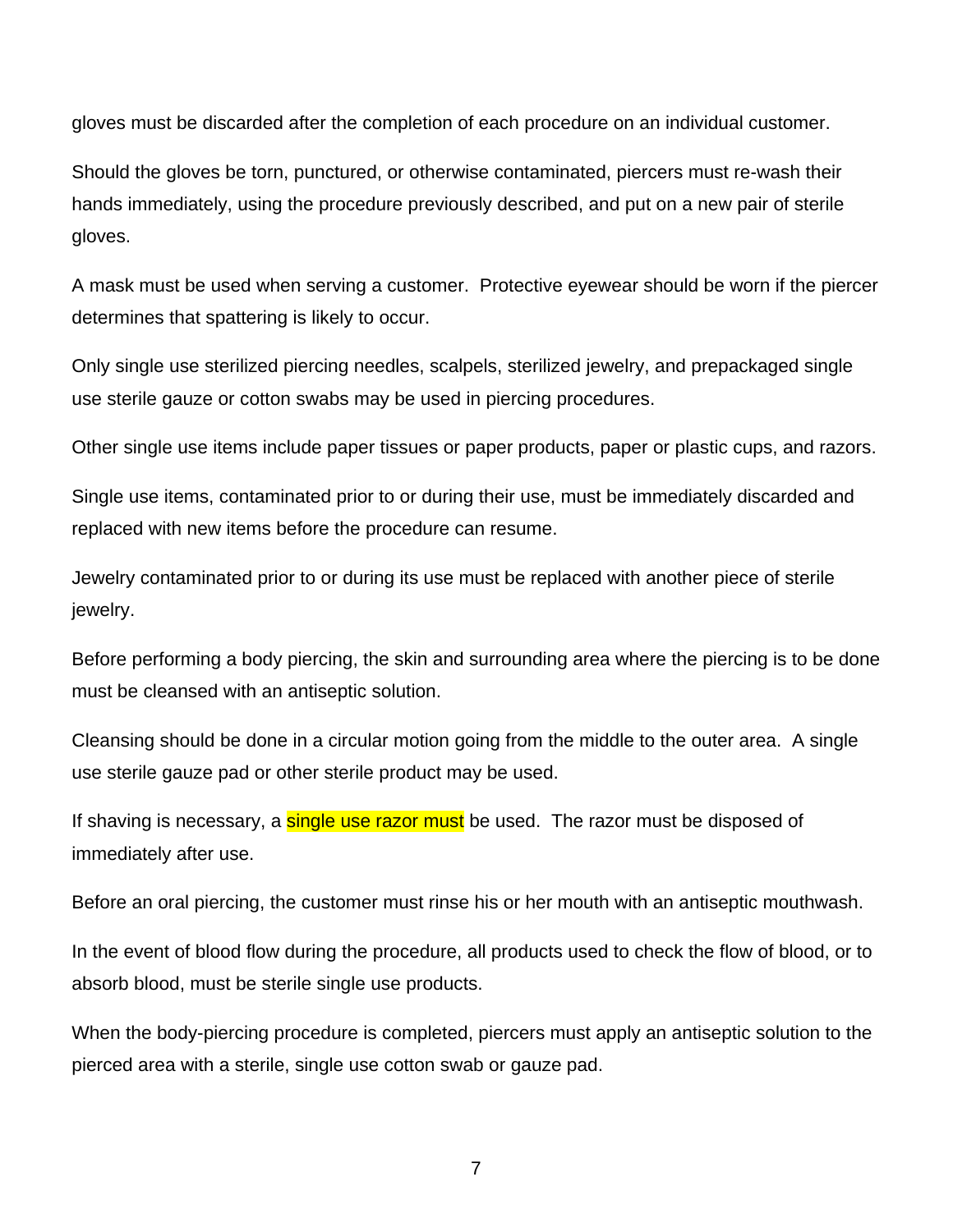gloves must be discarded after the completion of each procedure on an individual customer.

Should the gloves be torn, punctured, or otherwise contaminated, piercers must re-wash their hands immediately, using the procedure previously described, and put on a new pair of sterile gloves.

A mask must be used when serving a customer. Protective eyewear should be worn if the piercer determines that spattering is likely to occur.

Only single use sterilized piercing needles, scalpels, sterilized jewelry, and prepackaged single use sterile gauze or cotton swabs may be used in piercing procedures.

Other single use items include paper tissues or paper products, paper or plastic cups, and razors.

Single use items, contaminated prior to or during their use, must be immediately discarded and replaced with new items before the procedure can resume.

Jewelry contaminated prior to or during its use must be replaced with another piece of sterile jewelry.

Before performing a body piercing, the skin and surrounding area where the piercing is to be done must be cleansed with an antiseptic solution.

Cleansing should be done in a circular motion going from the middle to the outer area. A single use sterile gauze pad or other sterile product may be used.

If shaving is necessary, a single use razor must be used. The razor must be disposed of immediately after use.

Before an oral piercing, the customer must rinse his or her mouth with an antiseptic mouthwash.

In the event of blood flow during the procedure, all products used to check the flow of blood, or to absorb blood, must be sterile single use products.

When the body-piercing procedure is completed, piercers must apply an antiseptic solution to the pierced area with a sterile, single use cotton swab or gauze pad.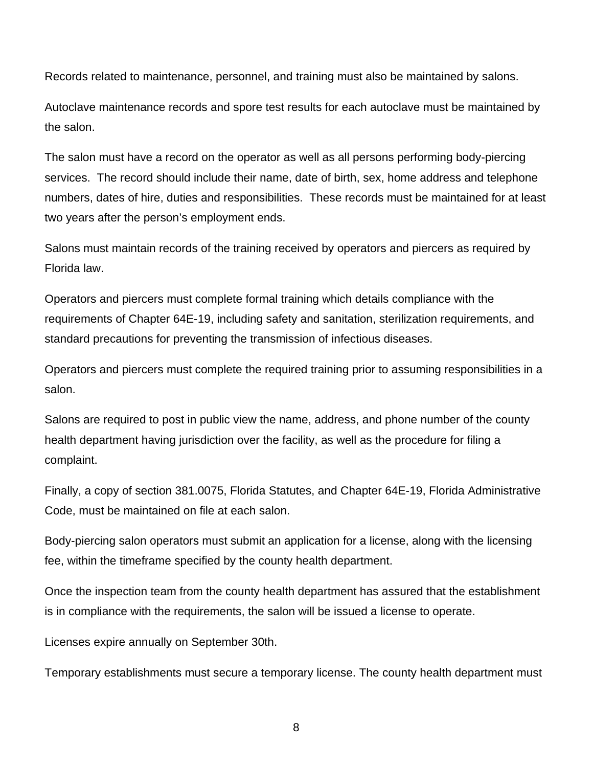Records related to maintenance, personnel, and training must also be maintained by salons.

Autoclave maintenance records and spore test results for each autoclave must be maintained by the salon.

The salon must have a record on the operator as well as all persons performing body-piercing services. The record should include their name, date of birth, sex, home address and telephone numbers, dates of hire, duties and responsibilities. These records must be maintained for at least two years after the person's employment ends.

Salons must maintain records of the training received by operators and piercers as required by Florida law.

Operators and piercers must complete formal training which details compliance with the requirements of Chapter 64E-19, including safety and sanitation, sterilization requirements, and standard precautions for preventing the transmission of infectious diseases.

Operators and piercers must complete the required training prior to assuming responsibilities in a salon.

Salons are required to post in public view the name, address, and phone number of the county health department having jurisdiction over the facility, as well as the procedure for filing a complaint.

Finally, a copy of section 381.0075, Florida Statutes, and Chapter 64E-19, Florida Administrative Code, must be maintained on file at each salon.

Body-piercing salon operators must submit an application for a license, along with the licensing fee, within the timeframe specified by the county health department.

Once the inspection team from the county health department has assured that the establishment is in compliance with the requirements, the salon will be issued a license to operate.

Licenses expire annually on September 30th.

Temporary establishments must secure a temporary license. The county health department must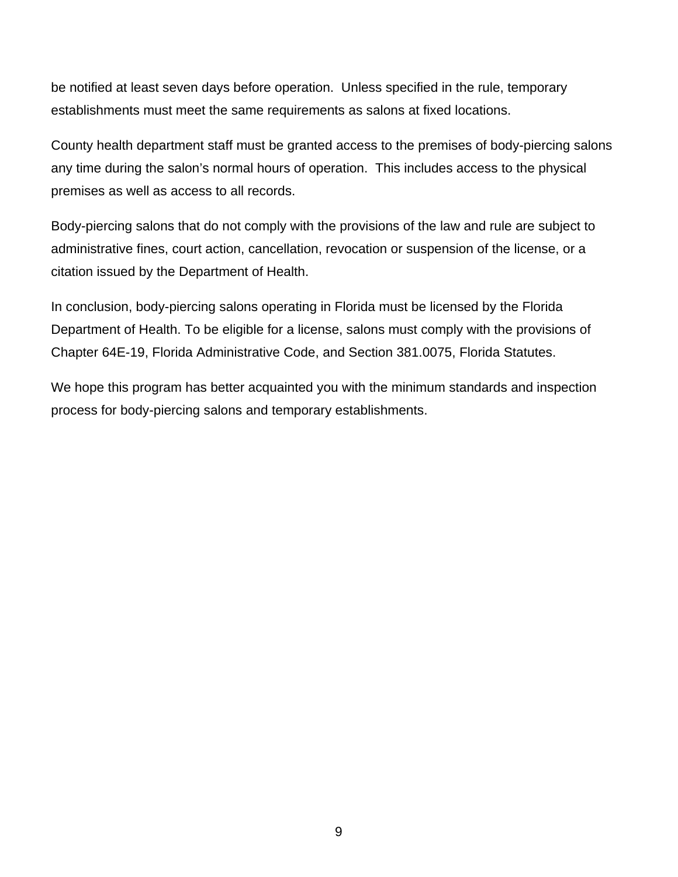be notified at least seven days before operation.  Unless specified in the rule, temporary establishments must meet the same requirements as salons at fixed locations.

County health department staff must be granted access to the premises of body-piercing salons any time during the salon's normal hours of operation.  This includes access to the physical premises as well as access to all records.

Body-piercing salons that do not comply with the provisions of the law and rule are subject to administrative fines, court action, cancellation, revocation or suspension of the license, or a citation issued by the Department of Health.

In conclusion, body-piercing salons operating in Florida must be licensed by the Florida Department of Health. To be eligible for a license, salons must comply with the provisions of Chapter 64E-19, Florida Administrative Code, and Section 381.0075, Florida Statutes.

We hope this program has better acquainted you with the minimum standards and inspection process for body-piercing salons and temporary establishments.